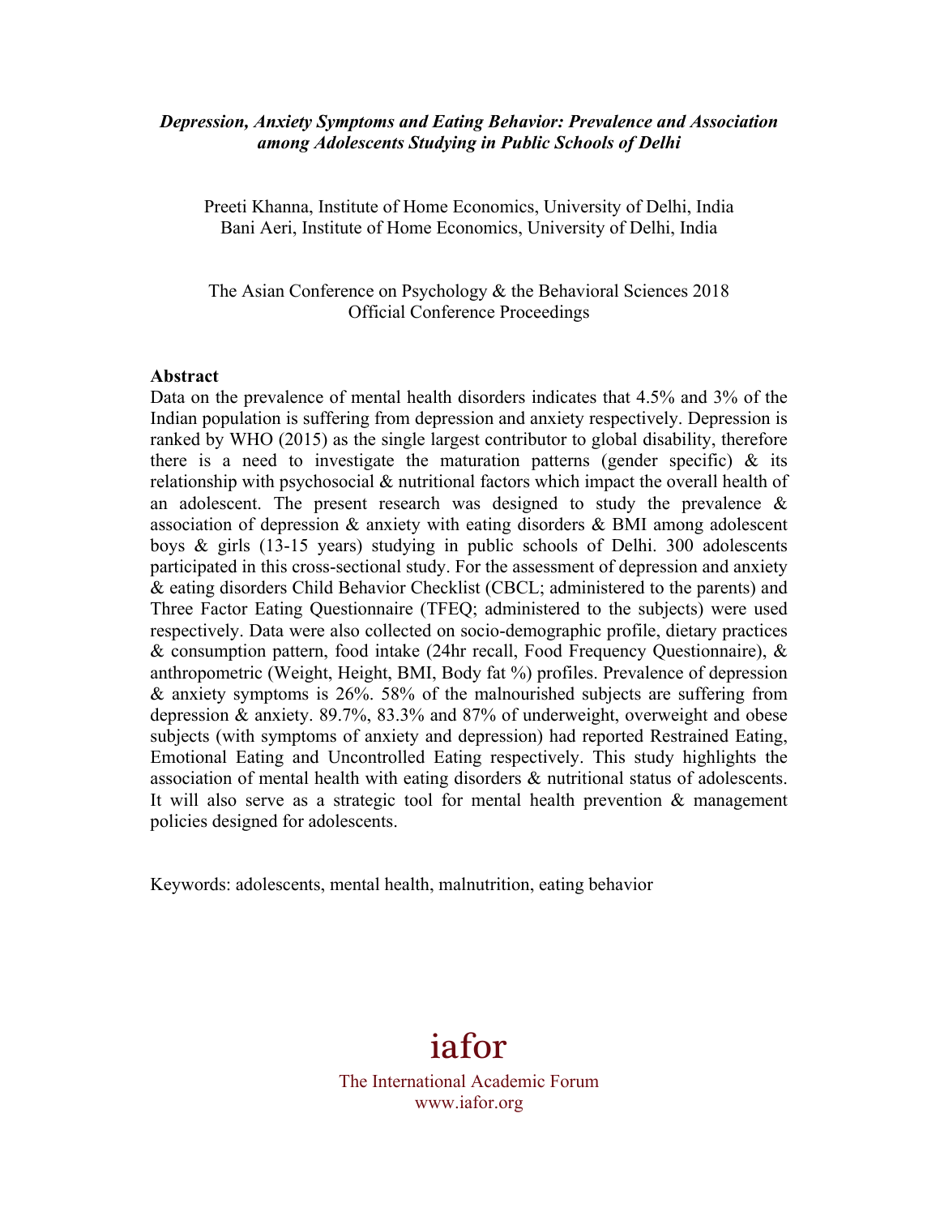*Depression, Anxiety Symptoms and Eating Behavior: Prevalence and Association among Adolescents Studying in Public Schools of Delhi*

Preeti Khanna, Institute of Home Economics, University of Delhi, India
Bani Aeri, Institute of Home Economics, University of Delhi, India

The Asian Conference on Psychology & the Behavioral Sciences 2018
Official Conference Proceedings

**Abstract**

Data on the prevalence of mental health disorders indicates that 4.5% and 3% of the Indian population is suffering from depression and anxiety respectively. Depression is ranked by WHO (2015) as the single largest contributor to global disability, therefore there is a need to investigate the maturation patterns (gender specific) & its relationship with psychosocial & nutritional factors which impact the overall health of an adolescent. The present research was designed to study the prevalence & association of depression & anxiety with eating disorders & BMI among adolescent boys & girls (13-15 years) studying in public schools of Delhi. 300 adolescents participated in this cross-sectional study. For the assessment of depression and anxiety & eating disorders Child Behavior Checklist (CBCL; administered to the parents) and Three Factor Eating Questionnaire (TFEQ; administered to the subjects) were used respectively. Data were also collected on socio-demographic profile, dietary practices & consumption pattern, food intake (24hr recall, Food Frequency Questionnaire), & anthropometric (Weight, Height, BMI, Body fat %) profiles. Prevalence of depression & anxiety symptoms is 26%. 58% of the malnourished subjects are suffering from depression & anxiety. 89.7%, 83.3% and 87% of underweight, overweight and obese subjects (with symptoms of anxiety and depression) had reported Restrained Eating, Emotional Eating and Uncontrolled Eating respectively. This study highlights the association of mental health with eating disorders & nutritional status of adolescents. It will also serve as a strategic tool for mental health prevention & management policies designed for adolescents.

Keywords: adolescents, mental health, malnutrition, eating behavior

iafor

The International Academic Forum
www.iafor.org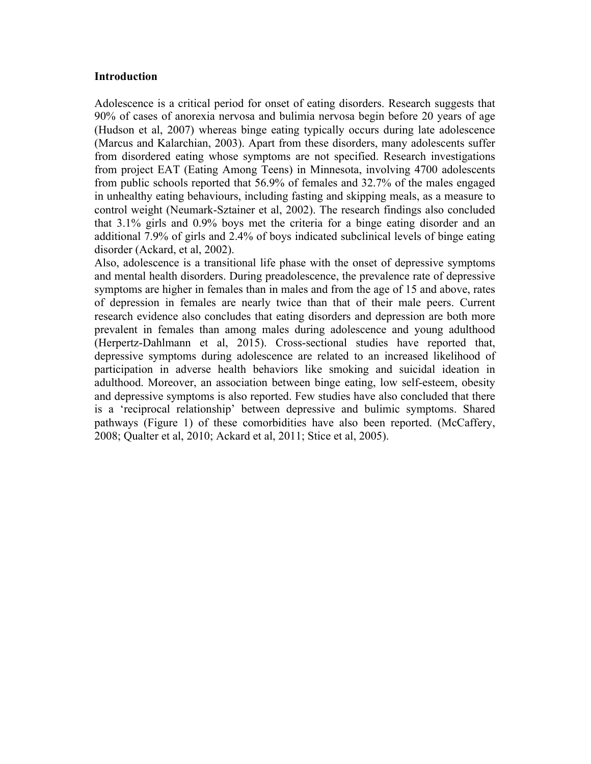## Introduction

Adolescence is a critical period for onset of eating disorders. Research suggests that 90% of cases of anorexia nervosa and bulimia nervosa begin before 20 years of age (Hudson et al, 2007) whereas binge eating typically occurs during late adolescence (Marcus and Kalarchian, 2003). Apart from these disorders, many adolescents suffer from disordered eating whose symptoms are not specified. Research investigations from project EAT (Eating Among Teens) in Minnesota, involving 4700 adolescents from public schools reported that 56.9% of females and 32.7% of the males engaged in unhealthy eating behaviours, including fasting and skipping meals, as a measure to control weight (Neumark-Sztainer et al, 2002). The research findings also concluded that 3.1% girls and 0.9% boys met the criteria for a binge eating disorder and an additional 7.9% of girls and 2.4% of boys indicated subclinical levels of binge eating disorder (Ackard, et al, 2002).

Also, adolescence is a transitional life phase with the onset of depressive symptoms and mental health disorders. During preadolescence, the prevalence rate of depressive symptoms are higher in females than in males and from the age of 15 and above, rates of depression in females are nearly twice than that of their male peers. Current research evidence also concludes that eating disorders and depression are both more prevalent in females than among males during adolescence and young adulthood (Herpertz-Dahlmann et al, 2015). Cross-sectional studies have reported that, depressive symptoms during adolescence are related to an increased likelihood of participation in adverse health behaviors like smoking and suicidal ideation in adulthood. Moreover, an association between binge eating, low self-esteem, obesity and depressive symptoms is also reported. Few studies have also concluded that there is a 'reciprocal relationship' between depressive and bulimic symptoms. Shared pathways (Figure 1) of these comorbidities have also been reported. (McCaffery, 2008; Qualter et al, 2010; Ackard et al, 2011; Stice et al, 2005).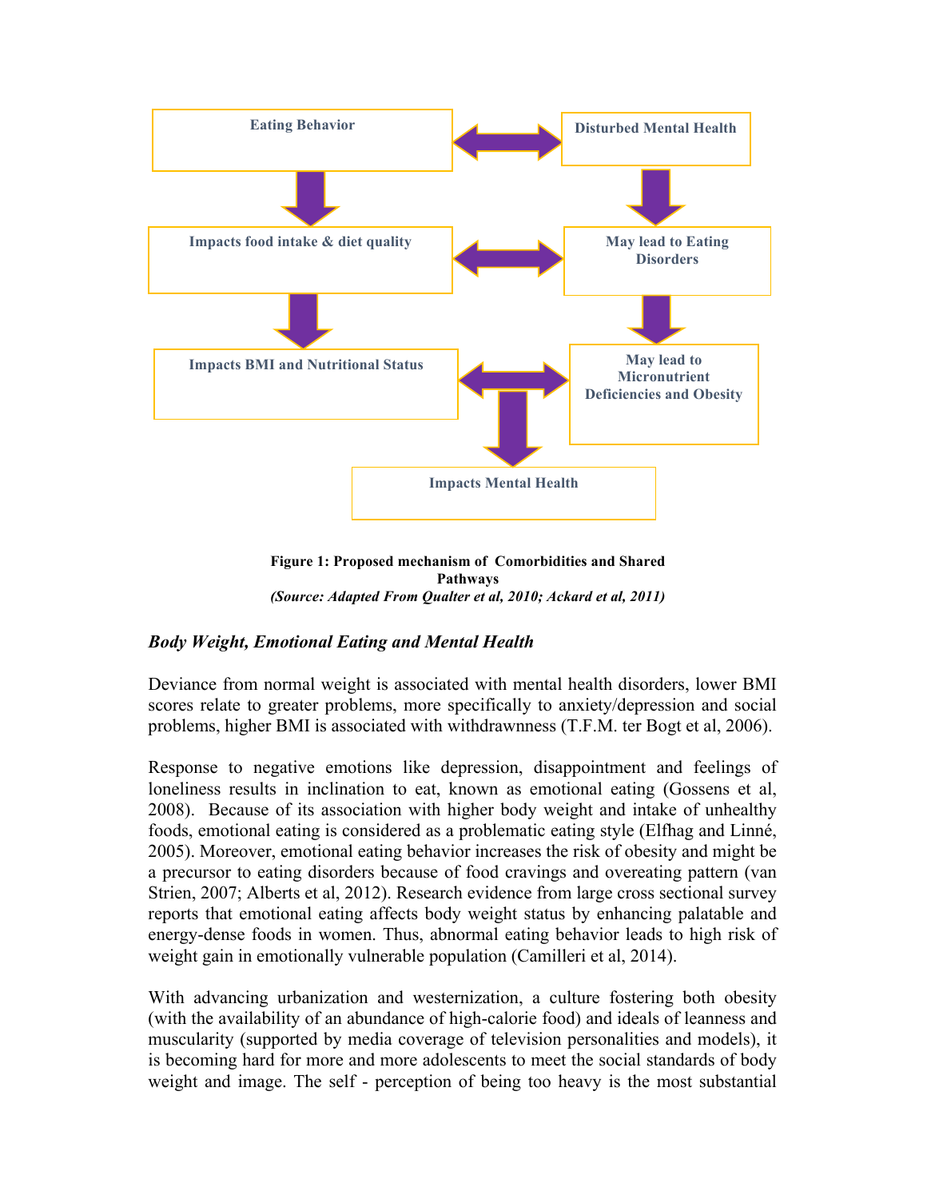Eating Behavior ⟷ Disturbed Mental Health

Impacts food intake & diet quality ⟷ May lead to Eating Disorders

Impacts BMI and Nutritional Status ⟷ May lead to Micronutrient Deficiencies and Obesity

Impacts Mental Health

**Figure 1: Proposed mechanism of Comorbidities and Shared Pathways**
***(Source: Adapted From Qualter et al, 2010; Ackard et al, 2011)***

### *Body Weight, Emotional Eating and Mental Health*

Deviance from normal weight is associated with mental health disorders, lower BMI scores relate to greater problems, more specifically to anxiety/depression and social problems, higher BMI is associated with withdrawnness (T.F.M. ter Bogt et al, 2006).

Response to negative emotions like depression, disappointment and feelings of loneliness results in inclination to eat, known as emotional eating (Gossens et al, 2008). Because of its association with higher body weight and intake of unhealthy foods, emotional eating is considered as a problematic eating style (Elfhag and Linné, 2005). Moreover, emotional eating behavior increases the risk of obesity and might be a precursor to eating disorders because of food cravings and overeating pattern (van Strien, 2007; Alberts et al, 2012). Research evidence from large cross sectional survey reports that emotional eating affects body weight status by enhancing palatable and energy-dense foods in women. Thus, abnormal eating behavior leads to high risk of weight gain in emotionally vulnerable population (Camilleri et al, 2014).

With advancing urbanization and westernization, a culture fostering both obesity (with the availability of an abundance of high-calorie food) and ideals of leanness and muscularity (supported by media coverage of television personalities and models), it is becoming hard for more and more adolescents to meet the social standards of body weight and image. The self - perception of being too heavy is the most substantial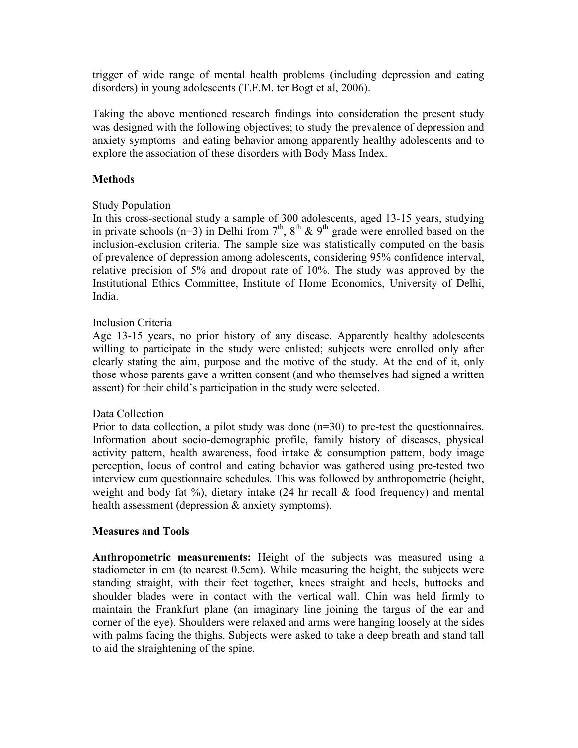trigger of wide range of mental health problems (including depression and eating disorders) in young adolescents (T.F.M. ter Bogt et al, 2006).

Taking the above mentioned research findings into consideration the present study was designed with the following objectives; to study the prevalence of depression and anxiety symptoms and eating behavior among apparently healthy adolescents and to explore the association of these disorders with Body Mass Index.

## Methods

Study Population

In this cross-sectional study a sample of 300 adolescents, aged 13-15 years, studying in private schools (n=3) in Delhi from 7th, 8th & 9th grade were enrolled based on the inclusion-exclusion criteria. The sample size was statistically computed on the basis of prevalence of depression among adolescents, considering 95% confidence interval, relative precision of 5% and dropout rate of 10%. The study was approved by the Institutional Ethics Committee, Institute of Home Economics, University of Delhi, India.

Inclusion Criteria

Age 13-15 years, no prior history of any disease. Apparently healthy adolescents willing to participate in the study were enlisted; subjects were enrolled only after clearly stating the aim, purpose and the motive of the study. At the end of it, only those whose parents gave a written consent (and who themselves had signed a written assent) for their child's participation in the study were selected.

Data Collection

Prior to data collection, a pilot study was done (n=30) to pre-test the questionnaires. Information about socio-demographic profile, family history of diseases, physical activity pattern, health awareness, food intake & consumption pattern, body image perception, locus of control and eating behavior was gathered using pre-tested two interview cum questionnaire schedules. This was followed by anthropometric (height, weight and body fat %), dietary intake (24 hr recall & food frequency) and mental health assessment (depression & anxiety symptoms).

## Measures and Tools

**Anthropometric measurements:** Height of the subjects was measured using a stadiometer in cm (to nearest 0.5cm). While measuring the height, the subjects were standing straight, with their feet together, knees straight and heels, buttocks and shoulder blades were in contact with the vertical wall. Chin was held firmly to maintain the Frankfurt plane (an imaginary line joining the targus of the ear and corner of the eye). Shoulders were relaxed and arms were hanging loosely at the sides with palms facing the thighs. Subjects were asked to take a deep breath and stand tall to aid the straightening of the spine.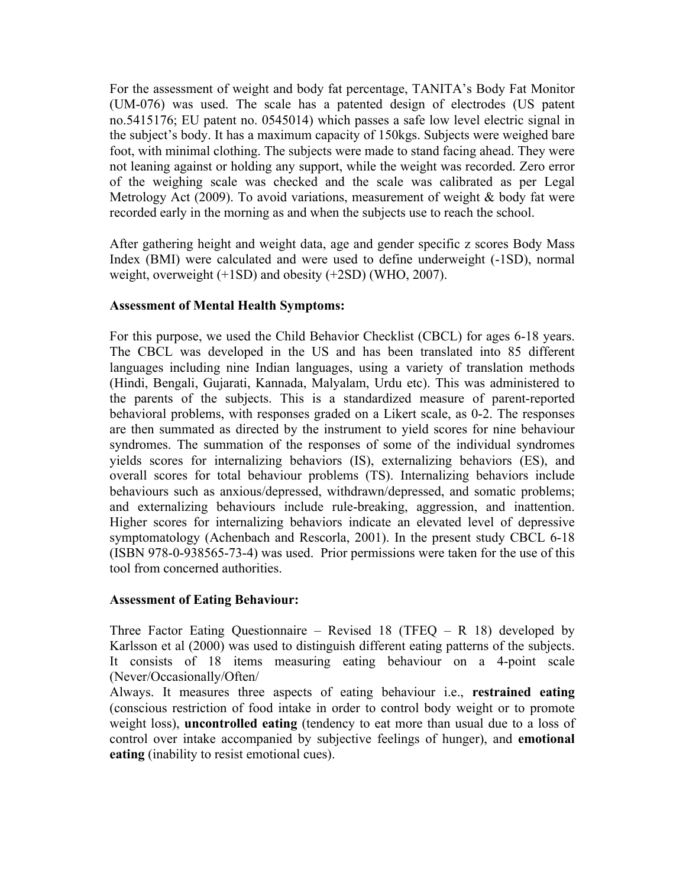For the assessment of weight and body fat percentage, TANITA's Body Fat Monitor (UM-076) was used. The scale has a patented design of electrodes (US patent no.5415176; EU patent no. 0545014) which passes a safe low level electric signal in the subject's body. It has a maximum capacity of 150kgs. Subjects were weighed bare foot, with minimal clothing. The subjects were made to stand facing ahead. They were not leaning against or holding any support, while the weight was recorded. Zero error of the weighing scale was checked and the scale was calibrated as per Legal Metrology Act (2009). To avoid variations, measurement of weight & body fat were recorded early in the morning as and when the subjects use to reach the school.

After gathering height and weight data, age and gender specific z scores Body Mass Index (BMI) were calculated and were used to define underweight (-1SD), normal weight, overweight (+1SD) and obesity (+2SD) (WHO, 2007).

**Assessment of Mental Health Symptoms:**

For this purpose, we used the Child Behavior Checklist (CBCL) for ages 6-18 years. The CBCL was developed in the US and has been translated into 85 different languages including nine Indian languages, using a variety of translation methods (Hindi, Bengali, Gujarati, Kannada, Malyalam, Urdu etc). This was administered to the parents of the subjects. This is a standardized measure of parent-reported behavioral problems, with responses graded on a Likert scale, as 0-2. The responses are then summated as directed by the instrument to yield scores for nine behaviour syndromes. The summation of the responses of some of the individual syndromes yields scores for internalizing behaviors (IS), externalizing behaviors (ES), and overall scores for total behaviour problems (TS). Internalizing behaviors include behaviours such as anxious/depressed, withdrawn/depressed, and somatic problems; and externalizing behaviours include rule-breaking, aggression, and inattention. Higher scores for internalizing behaviors indicate an elevated level of depressive symptomatology (Achenbach and Rescorla, 2001). In the present study CBCL 6-18 (ISBN 978-0-938565-73-4) was used. Prior permissions were taken for the use of this tool from concerned authorities.

**Assessment of Eating Behaviour:**

Three Factor Eating Questionnaire – Revised 18 (TFEQ – R 18) developed by Karlsson et al (2000) was used to distinguish different eating patterns of the subjects. It consists of 18 items measuring eating behaviour on a 4-point scale (Never/Occasionally/Often/
Always. It measures three aspects of eating behaviour i.e., **restrained eating** (conscious restriction of food intake in order to control body weight or to promote weight loss), **uncontrolled eating** (tendency to eat more than usual due to a loss of control over intake accompanied by subjective feelings of hunger), and **emotional eating** (inability to resist emotional cues).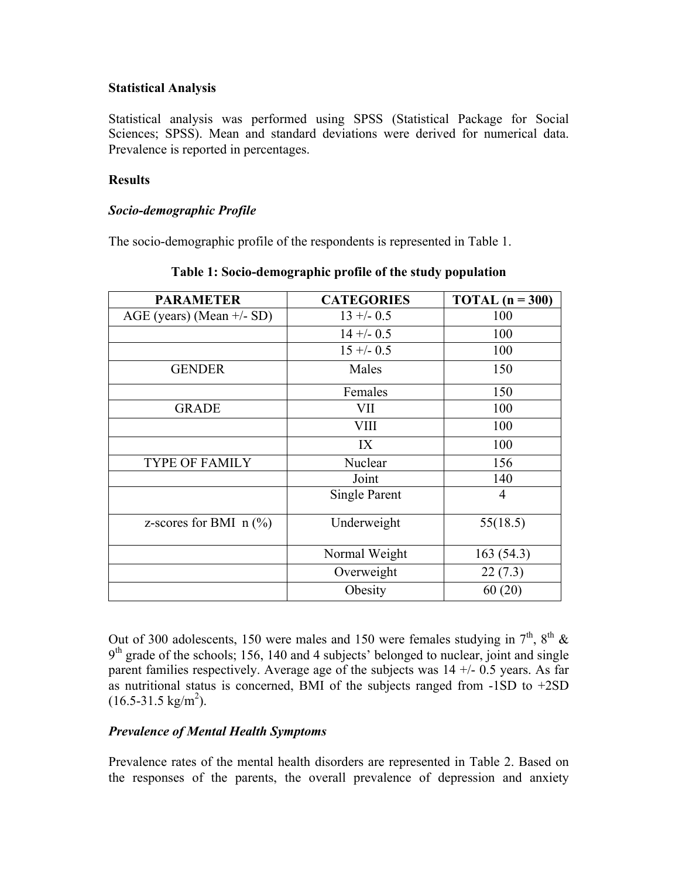**Statistical Analysis**

Statistical analysis was performed using SPSS (Statistical Package for Social Sciences; SPSS). Mean and standard deviations were derived for numerical data. Prevalence is reported in percentages.

**Results**

***Socio-demographic Profile***

The socio-demographic profile of the respondents is represented in Table 1.

**Table 1: Socio-demographic profile of the study population**

| PARAMETER | CATEGORIES | TOTAL (n = 300) |
|---|---|---|
| AGE (years) (Mean +/- SD) | 13 +/- 0.5 | 100 |
| | 14 +/- 0.5 | 100 |
| | 15 +/- 0.5 | 100 |
| GENDER | Males | 150 |
| | Females | 150 |
| GRADE | VII | 100 |
| | VIII | 100 |
| | IX | 100 |
| TYPE OF FAMILY | Nuclear | 156 |
| | Joint | 140 |
| | Single Parent | 4 |
| z-scores for BMI n (%) | Underweight | 55(18.5) |
| | Normal Weight | 163 (54.3) |
| | Overweight | 22 (7.3) |
| | Obesity | 60 (20) |

Out of 300 adolescents, 150 were males and 150 were females studying in 7th, 8th & 9th grade of the schools; 156, 140 and 4 subjects' belonged to nuclear, joint and single parent families respectively. Average age of the subjects was 14 +/- 0.5 years. As far as nutritional status is concerned, BMI of the subjects ranged from -1SD to +2SD (16.5-31.5 kg/m$^2$).

***Prevalence of Mental Health Symptoms***

Prevalence rates of the mental health disorders are represented in Table 2. Based on the responses of the parents, the overall prevalence of depression and anxiety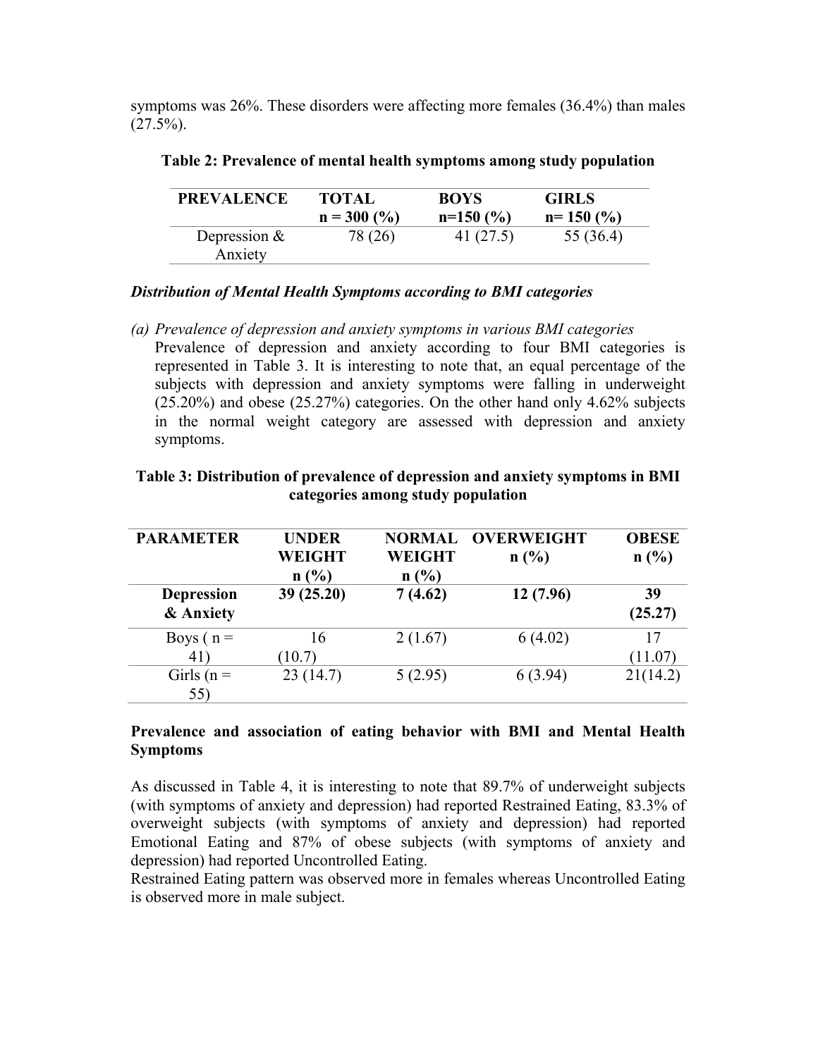symptoms was 26%. These disorders were affecting more females (36.4%) than males (27.5%).

**Table 2: Prevalence of mental health symptoms among study population**

| PREVALENCE | TOTAL n = 300 (%) | BOYS n=150 (%) | GIRLS n= 150 (%) |
|---|---|---|---|
| Depression & Anxiety | 78 (26) | 41 (27.5) | 55 (36.4) |

***Distribution of Mental Health Symptoms according to BMI categories***

*(a) Prevalence of depression and anxiety symptoms in various BMI categories*

Prevalence of depression and anxiety according to four BMI categories is represented in Table 3. It is interesting to note that, an equal percentage of the subjects with depression and anxiety symptoms were falling in underweight (25.20%) and obese (25.27%) categories. On the other hand only 4.62% subjects in the normal weight category are assessed with depression and anxiety symptoms.

**Table 3: Distribution of prevalence of depression and anxiety symptoms in BMI categories among study population**

| PARAMETER | UNDER WEIGHT n (%) | NORMAL WEIGHT n (%) | OVERWEIGHT n (%) | OBESE n (%) |
|---|---|---|---|---|
| **Depression & Anxiety** | **39 (25.20)** | **7 (4.62)** | **12 (7.96)** | **39 (25.27)** |
| Boys ( n = 41) | 16 (10.7) | 2 (1.67) | 6 (4.02) | 17 (11.07) |
| Girls (n = 55) | 23 (14.7) | 5 (2.95) | 6 (3.94) | 21(14.2) |

**Prevalence and association of eating behavior with BMI and Mental Health Symptoms**

As discussed in Table 4, it is interesting to note that 89.7% of underweight subjects (with symptoms of anxiety and depression) had reported Restrained Eating, 83.3% of overweight subjects (with symptoms of anxiety and depression) had reported Emotional Eating and 87% of obese subjects (with symptoms of anxiety and depression) had reported Uncontrolled Eating.
Restrained Eating pattern was observed more in females whereas Uncontrolled Eating is observed more in male subject.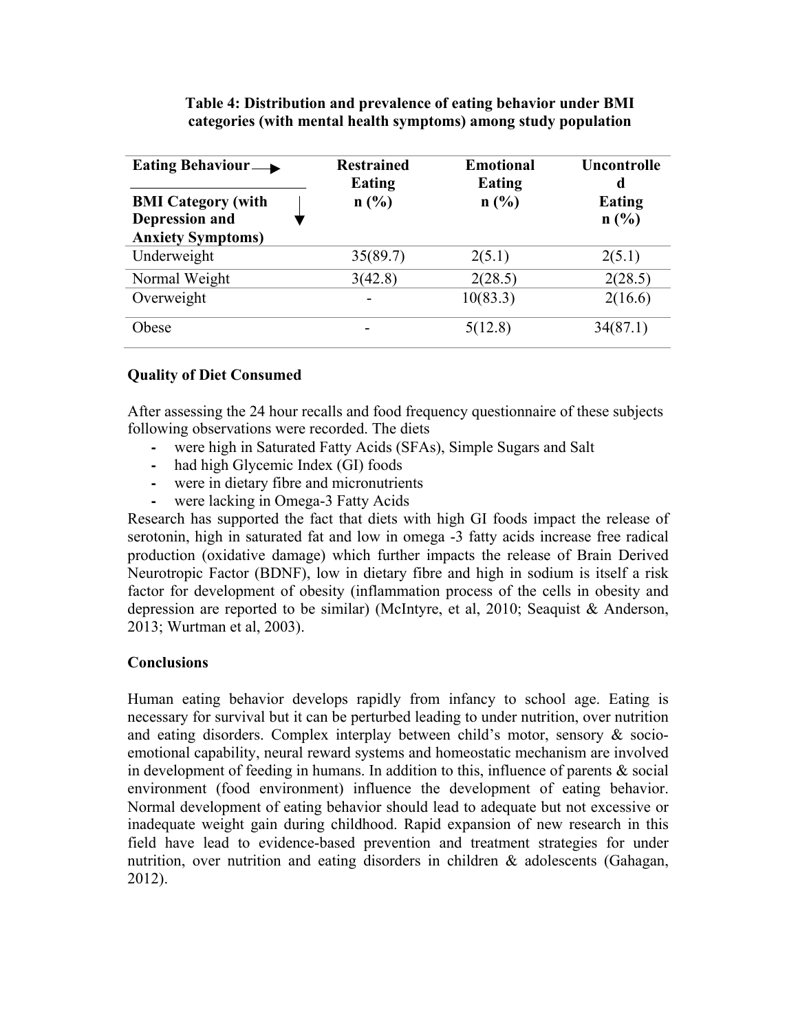**Table 4: Distribution and prevalence of eating behavior under BMI categories (with mental health symptoms) among study population**

| Eating Behaviour →<br>BMI Category (with Depression and Anxiety Symptoms) ↓ | Restrained Eating n (%) | Emotional Eating n (%) | Uncontrolled Eating n (%) |
|---|---|---|---|
| Underweight | 35(89.7) | 2(5.1) | 2(5.1) |
| Normal Weight | 3(42.8) | 2(28.5) | 2(28.5) |
| Overweight | - | 10(83.3) | 2(16.6) |
| Obese | - | 5(12.8) | 34(87.1) |

### Quality of Diet Consumed

After assessing the 24 hour recalls and food frequency questionnaire of these subjects following observations were recorded. The diets

- were high in Saturated Fatty Acids (SFAs), Simple Sugars and Salt
- had high Glycemic Index (GI) foods
- were in dietary fibre and micronutrients
- were lacking in Omega-3 Fatty Acids

Research has supported the fact that diets with high GI foods impact the release of serotonin, high in saturated fat and low in omega -3 fatty acids increase free radical production (oxidative damage) which further impacts the release of Brain Derived Neurotropic Factor (BDNF), low in dietary fibre and high in sodium is itself a risk factor for development of obesity (inflammation process of the cells in obesity and depression are reported to be similar) (McIntyre, et al, 2010; Seaquist & Anderson, 2013; Wurtman et al, 2003).

### Conclusions

Human eating behavior develops rapidly from infancy to school age. Eating is necessary for survival but it can be perturbed leading to under nutrition, over nutrition and eating disorders. Complex interplay between child's motor, sensory & socio-emotional capability, neural reward systems and homeostatic mechanism are involved in development of feeding in humans. In addition to this, influence of parents & social environment (food environment) influence the development of eating behavior. Normal development of eating behavior should lead to adequate but not excessive or inadequate weight gain during childhood. Rapid expansion of new research in this field have lead to evidence-based prevention and treatment strategies for under nutrition, over nutrition and eating disorders in children & adolescents (Gahagan, 2012).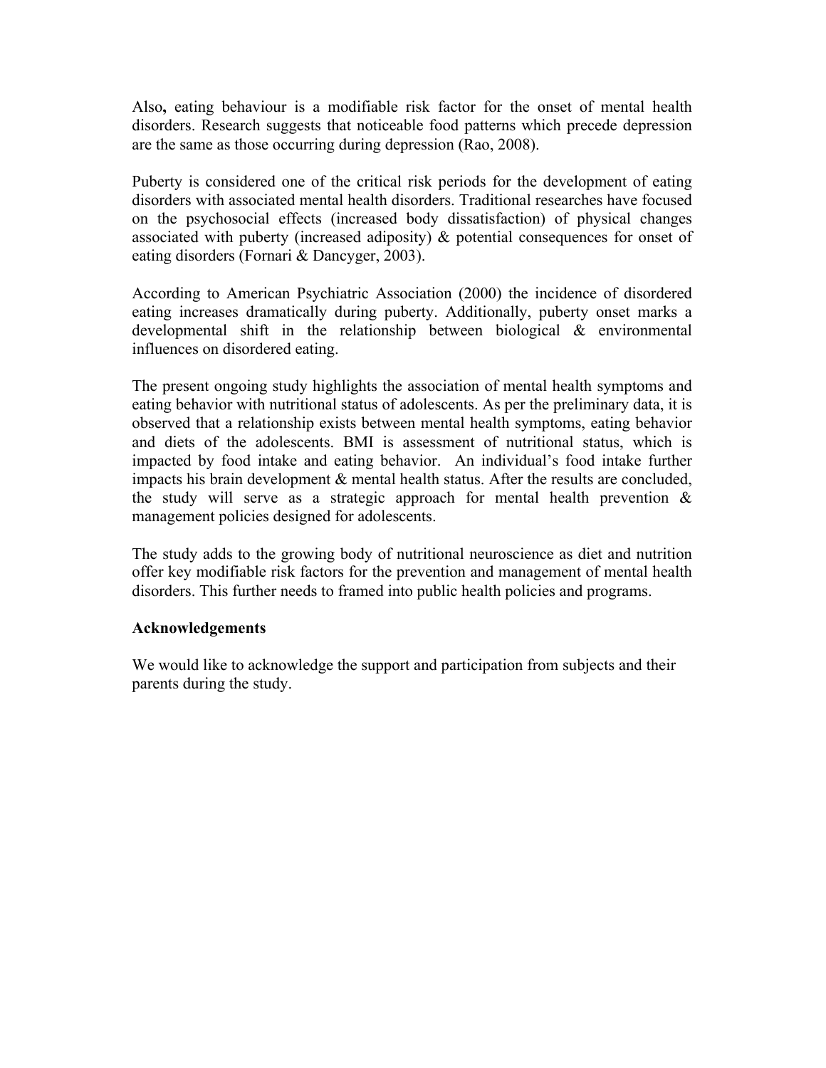Also**,** eating behaviour is a modifiable risk factor for the onset of mental health disorders. Research suggests that noticeable food patterns which precede depression are the same as those occurring during depression (Rao, 2008).

Puberty is considered one of the critical risk periods for the development of eating disorders with associated mental health disorders. Traditional researches have focused on the psychosocial effects (increased body dissatisfaction) of physical changes associated with puberty (increased adiposity) & potential consequences for onset of eating disorders (Fornari & Dancyger, 2003).

According to American Psychiatric Association (2000) the incidence of disordered eating increases dramatically during puberty. Additionally, puberty onset marks a developmental shift in the relationship between biological & environmental influences on disordered eating.

The present ongoing study highlights the association of mental health symptoms and eating behavior with nutritional status of adolescents. As per the preliminary data, it is observed that a relationship exists between mental health symptoms, eating behavior and diets of the adolescents. BMI is assessment of nutritional status, which is impacted by food intake and eating behavior. An individual's food intake further impacts his brain development & mental health status. After the results are concluded, the study will serve as a strategic approach for mental health prevention & management policies designed for adolescents.

The study adds to the growing body of nutritional neuroscience as diet and nutrition offer key modifiable risk factors for the prevention and management of mental health disorders. This further needs to framed into public health policies and programs.

**Acknowledgements**

We would like to acknowledge the support and participation from subjects and their parents during the study.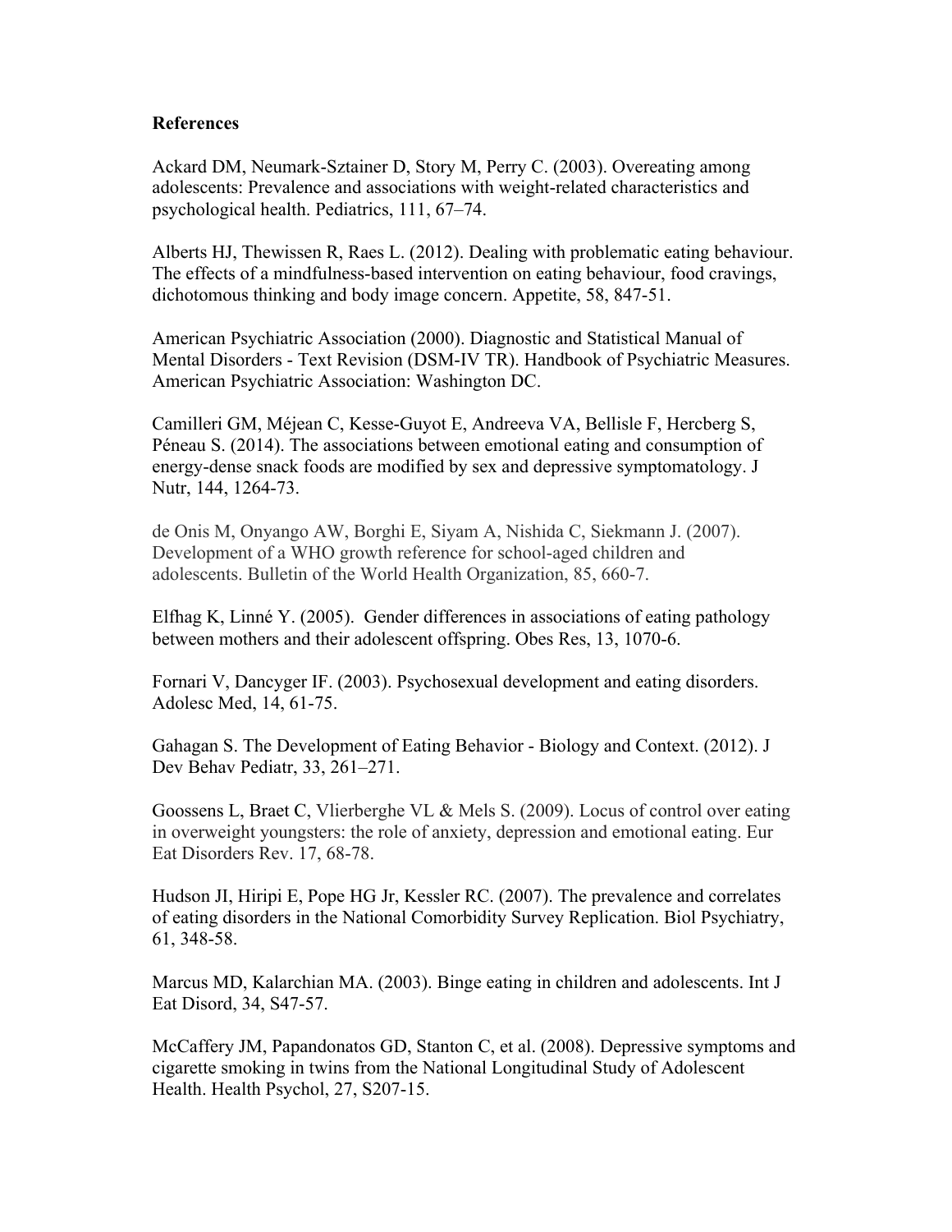**References**

Ackard DM, Neumark-Sztainer D, Story M, Perry C. (2003). Overeating among adolescents: Prevalence and associations with weight-related characteristics and psychological health. Pediatrics, 111, 67–74.

Alberts HJ, Thewissen R, Raes L. (2012). Dealing with problematic eating behaviour. The effects of a mindfulness-based intervention on eating behaviour, food cravings, dichotomous thinking and body image concern. Appetite, 58, 847-51.

American Psychiatric Association (2000). Diagnostic and Statistical Manual of Mental Disorders - Text Revision (DSM-IV TR). Handbook of Psychiatric Measures. American Psychiatric Association: Washington DC.

Camilleri GM, Méjean C, Kesse-Guyot E, Andreeva VA, Bellisle F, Hercberg S, Péneau S. (2014). The associations between emotional eating and consumption of energy-dense snack foods are modified by sex and depressive symptomatology. J Nutr, 144, 1264-73.

de Onis M, Onyango AW, Borghi E, Siyam A, Nishida C, Siekmann J. (2007). Development of a WHO growth reference for school-aged children and adolescents. Bulletin of the World Health Organization, 85, 660-7.

Elfhag K, Linné Y. (2005). Gender differences in associations of eating pathology between mothers and their adolescent offspring. Obes Res, 13, 1070-6.

Fornari V, Dancyger IF. (2003). Psychosexual development and eating disorders. Adolesc Med, 14, 61-75.

Gahagan S. The Development of Eating Behavior - Biology and Context. (2012). J Dev Behav Pediatr, 33, 261–271.

Goossens L, Braet C, Vlierberghe VL & Mels S. (2009). Locus of control over eating in overweight youngsters: the role of anxiety, depression and emotional eating. Eur Eat Disorders Rev. 17, 68-78.

Hudson JI, Hiripi E, Pope HG Jr, Kessler RC. (2007). The prevalence and correlates of eating disorders in the National Comorbidity Survey Replication. Biol Psychiatry, 61, 348-58.

Marcus MD, Kalarchian MA. (2003). Binge eating in children and adolescents. Int J Eat Disord, 34, S47-57.

McCaffery JM, Papandonatos GD, Stanton C, et al. (2008). Depressive symptoms and cigarette smoking in twins from the National Longitudinal Study of Adolescent Health. Health Psychol, 27, S207-15.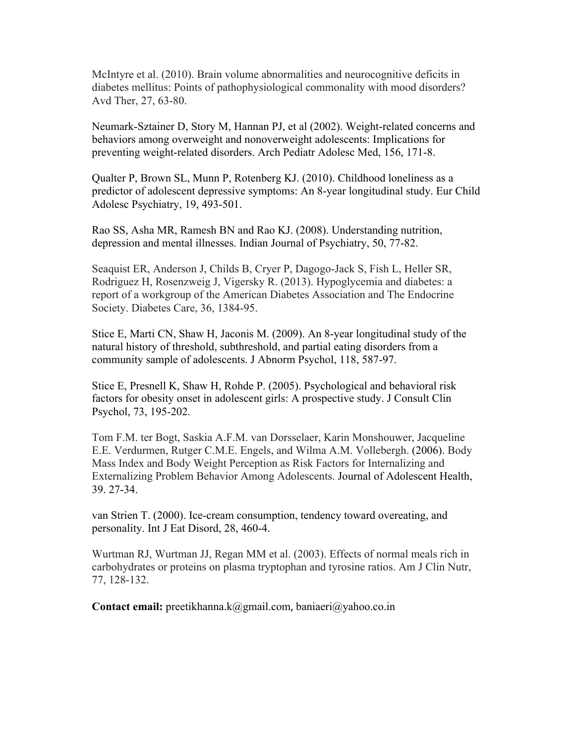McIntyre et al. (2010). Brain volume abnormalities and neurocognitive deficits in diabetes mellitus: Points of pathophysiological commonality with mood disorders? Avd Ther, 27, 63-80.

Neumark-Sztainer D, Story M, Hannan PJ, et al (2002). Weight-related concerns and behaviors among overweight and nonoverweight adolescents: Implications for preventing weight-related disorders. Arch Pediatr Adolesc Med, 156, 171-8.

Qualter P, Brown SL, Munn P, Rotenberg KJ. (2010). Childhood loneliness as a predictor of adolescent depressive symptoms: An 8-year longitudinal study. Eur Child Adolesc Psychiatry, 19, 493-501.

Rao SS, Asha MR, Ramesh BN and Rao KJ. (2008). Understanding nutrition, depression and mental illnesses. Indian Journal of Psychiatry, 50, 77-82.

Seaquist ER, Anderson J, Childs B, Cryer P, Dagogo-Jack S, Fish L, Heller SR, Rodriguez H, Rosenzweig J, Vigersky R. (2013). Hypoglycemia and diabetes: a report of a workgroup of the American Diabetes Association and The Endocrine Society. Diabetes Care, 36, 1384-95.

Stice E, Marti CN, Shaw H, Jaconis M. (2009). An 8-year longitudinal study of the natural history of threshold, subthreshold, and partial eating disorders from a community sample of adolescents. J Abnorm Psychol, 118, 587-97.

Stice E, Presnell K, Shaw H, Rohde P. (2005). Psychological and behavioral risk factors for obesity onset in adolescent girls: A prospective study. J Consult Clin Psychol, 73, 195-202.

Tom F.M. ter Bogt, Saskia A.F.M. van Dorsselaer, Karin Monshouwer, Jacqueline E.E. Verdurmen, Rutger C.M.E. Engels, and Wilma A.M. Vollebergh. (2006). Body Mass Index and Body Weight Perception as Risk Factors for Internalizing and Externalizing Problem Behavior Among Adolescents. Journal of Adolescent Health, 39. 27-34.

van Strien T. (2000). Ice-cream consumption, tendency toward overeating, and personality. Int J Eat Disord, 28, 460-4.

Wurtman RJ, Wurtman JJ, Regan MM et al. (2003). Effects of normal meals rich in carbohydrates or proteins on plasma tryptophan and tyrosine ratios. Am J Clin Nutr, 77, 128-132.

**Contact email:** preetikhanna.k@gmail.com, baniaeri@yahoo.co.in